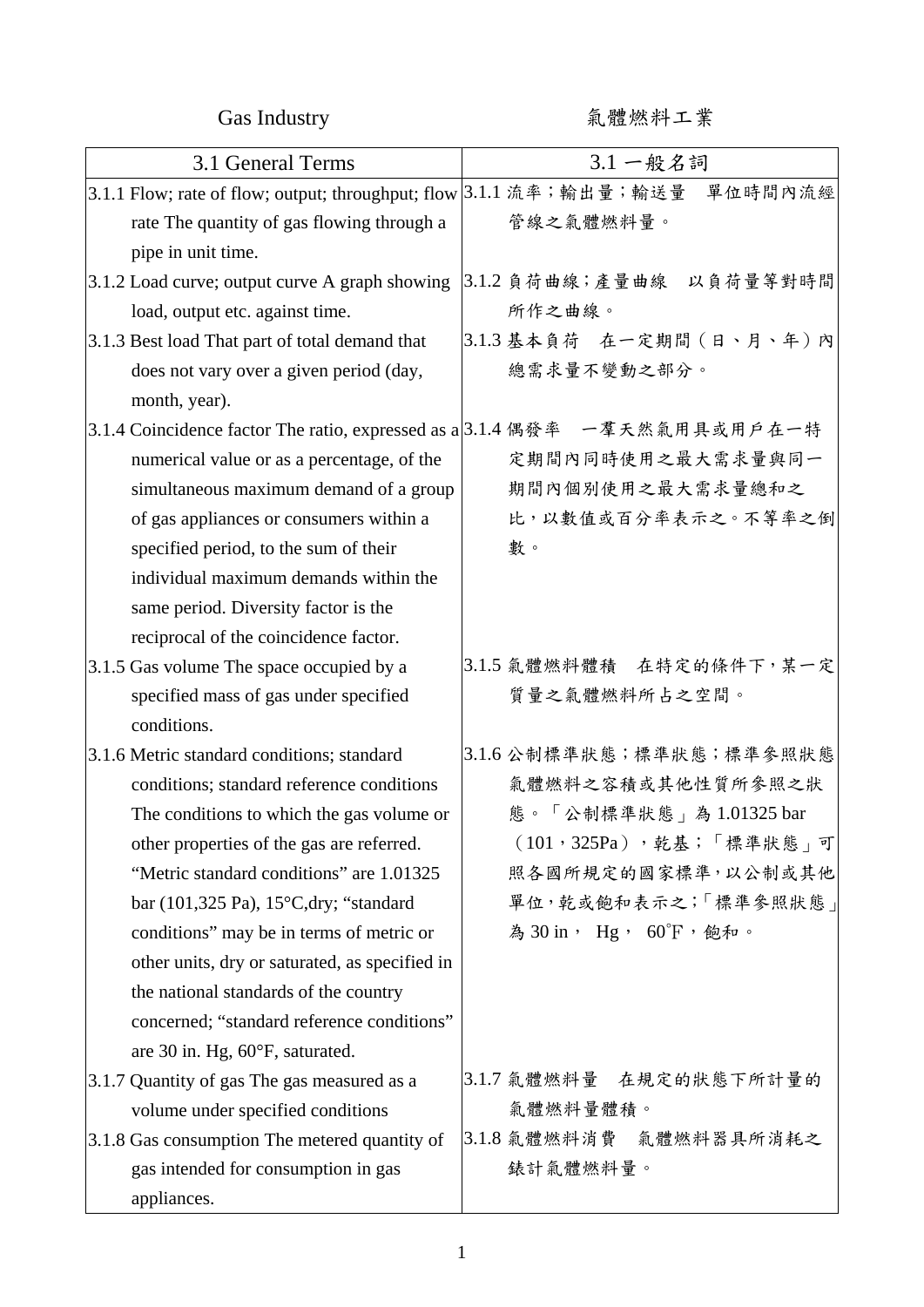| Gas Industry | 氣體燃料工業 |
|---|---|
| 3.1 General Terms | 3.1 一般名詞 |
| 3.1.1 Flow; rate of flow; output; throughput; flow rate The quantity of gas flowing through a pipe in unit time. | 3.1.1 流率；輸出量；輸送量　單位時間內流經管線之氣體燃料量。 |
| 3.1.2 Load curve; output curve A graph showing load, output etc. against time. | 3.1.2 負荷曲線；產量曲線　以負荷量等對時間所作之曲線。 |
| 3.1.3 Best load That part of total demand that does not vary over a given period (day, month, year). | 3.1.3 基本負荷　在一定期間（日、月、年）內總需求量不變動之部分。 |
| 3.1.4 Coincidence factor The ratio, expressed as a numerical value or as a percentage, of the simultaneous maximum demand of a group of gas appliances or consumers within a specified period, to the sum of their individual maximum demands within the same period. Diversity factor is the reciprocal of the coincidence factor. | 3.1.4 偶發率　一羣天然氣用具或用戶在一特定期間內同時使用之最大需求量與同一期間內個別使用之最大需求量總和之比，以數值或百分率表示之。不等率之倒數。 |
| 3.1.5 Gas volume The space occupied by a specified mass of gas under specified conditions. | 3.1.5 氣體燃料體積　在特定的條件下，某一定質量之氣體燃料所占之空間。 |
| 3.1.6 Metric standard conditions; standard conditions; standard reference conditions The conditions to which the gas volume or other properties of the gas are referred. "Metric standard conditions" are 1.01325 bar (101,325 Pa), 15°C,dry; "standard conditions" may be in terms of metric or other units, dry or saturated, as specified in the national standards of the country concerned; "standard reference conditions" are 30 in. Hg, 60°F, saturated. | 3.1.6 公制標準狀態；標準狀態；標準參照狀態　氣體燃料之容積或其他性質所參照之狀態。「公制標準狀態」為 1.01325 bar（101，325Pa），乾基；「標準狀態」可照各國所規定的國家標準，以公制或其他單位，乾或飽和表示之；「標準參照狀態」為 30 in， Hg， 60°F，飽和。 |
| 3.1.7 Quantity of gas The gas measured as a volume under specified conditions | 3.1.7 氣體燃料量　在規定的狀態下所計量的氣體燃料量體積。 |
| 3.1.8 Gas consumption The metered quantity of gas intended for consumption in gas appliances. | 3.1.8 氣體燃料消費　氣體燃料器具所消耗之錶計氣體燃料量。 |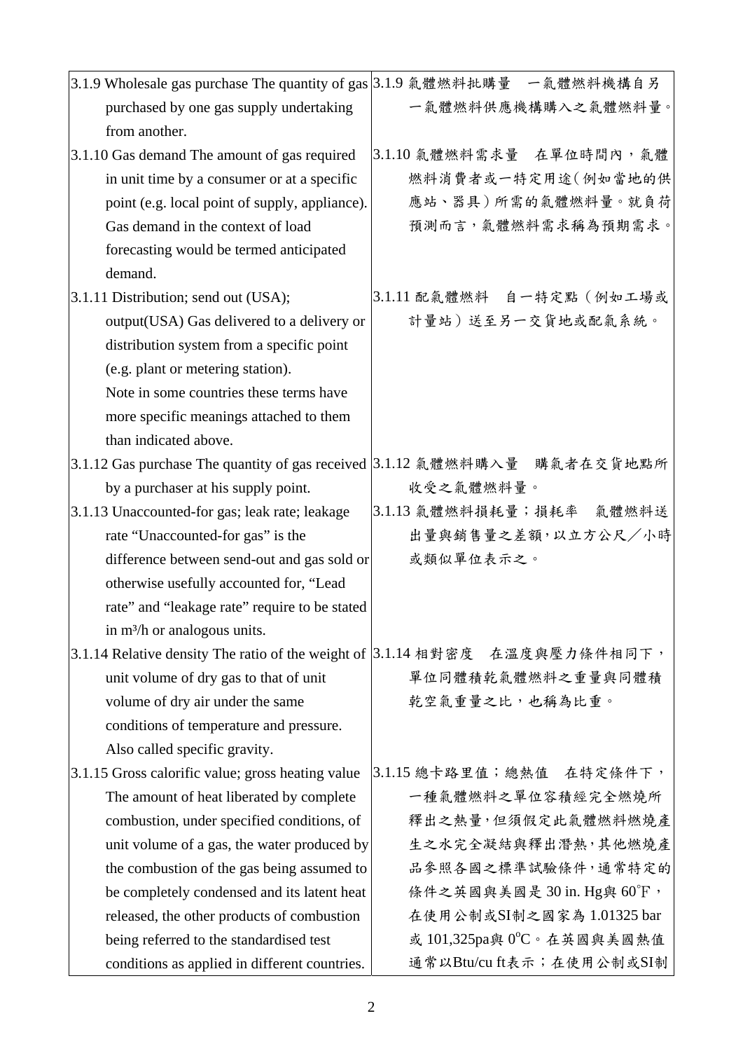| | |
|---|---|
| 3.1.9 Wholesale gas purchase The quantity of gas purchased by one gas supply undertaking from another. | 3.1.9 氣體燃料批購量　一氣體燃料機構自另一氣體燃料供應機構購入之氣體燃料量。 |
| 3.1.10 Gas demand The amount of gas required in unit time by a consumer or at a specific point (e.g. local point of supply, appliance). Gas demand in the context of load forecasting would be termed anticipated demand. | 3.1.10 氣體燃料需求量　在單位時間內，氣體燃料消費者或一特定用途(例如當地的供應站、器具)所需的氣體燃料量。就負荷預測而言，氣體燃料需求稱為預期需求。 |
| 3.1.11 Distribution; send out (USA); output(USA) Gas delivered to a delivery or distribution system from a specific point (e.g. plant or metering station). Note in some countries these terms have more specific meanings attached to them than indicated above. | 3.1.11 配氣體燃料　自一特定點（例如工場或計量站）送至另一交貨地或配氣系統。 |
| 3.1.12 Gas purchase The quantity of gas received by a purchaser at his supply point. | 3.1.12 氣體燃料購入量　購氣者在交貨地點所收受之氣體燃料量。 |
| 3.1.13 Unaccounted-for gas; leak rate; leakage rate "Unaccounted-for gas" is the difference between send-out and gas sold or otherwise usefully accounted for, "Lead rate" and "leakage rate" require to be stated in $m^3/h$ or analogous units. | 3.1.13 氣體燃料損耗量；損耗率　氣體燃料送出量與銷售量之差額，以立方公尺／小時或類似單位表示之。 |
| 3.1.14 Relative density The ratio of the weight of unit volume of dry gas to that of unit volume of dry air under the same conditions of temperature and pressure. Also called specific gravity. | 3.1.14 相對密度　在溫度與壓力條件相同下，單位同體積乾氣體燃料之重量與同體積乾空氣重量之比，也稱為比重。 |
| 3.1.15 Gross calorific value; gross heating value The amount of heat liberated by complete combustion, under specified conditions, of unit volume of a gas, the water produced by the combustion of the gas being assumed to be completely condensed and its latent heat released, the other products of combustion being referred to the standardised test conditions as applied in different countries. | 3.1.15 總卡路里值；總熱值　在特定條件下，一種氣體燃料之單位容積經完全燃燒所釋出之熱量，但須假定此氣體燃料燃燒產生之水完全凝結與釋出潛熱，其他燃燒產品參照各國之標準試驗條件，通常特定的條件之英國與美國是 30 in. Hg與 60°F，在使用公制或SI制之國家為 1.01325 bar 或 101,325pa與 0°C。在英國與美國熱值通常以Btu/cu ft表示；在使用公制或SI制 |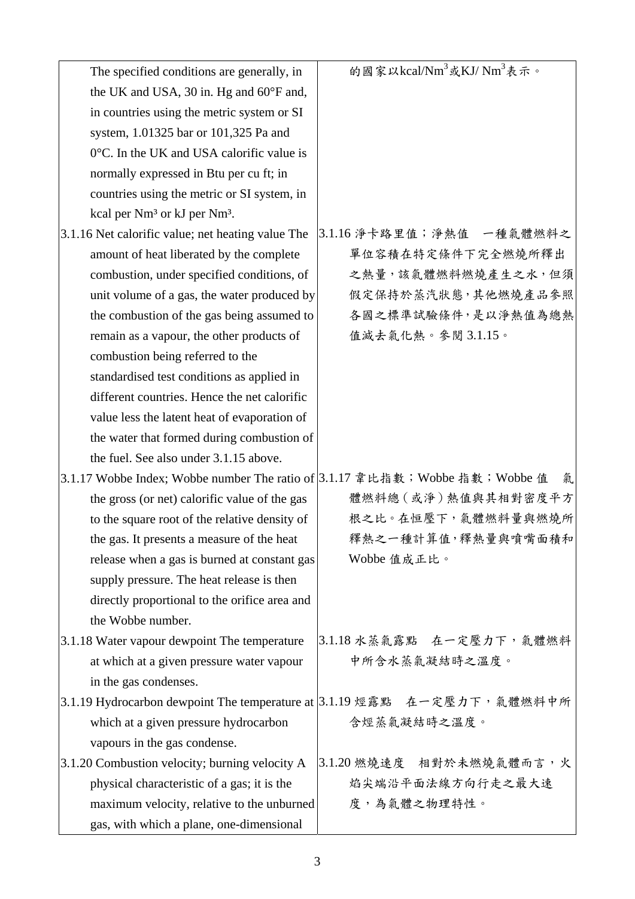| | |
|---|---|
| The specified conditions are generally, in the UK and USA, 30 in. Hg and 60°F and, in countries using the metric system or SI system, 1.01325 bar or 101,325 Pa and 0°C. In the UK and USA calorific value is normally expressed in Btu per cu ft; in countries using the metric or SI system, in kcal per $Nm^3$ or kJ per $Nm^3$. | 的國家以kcal/$Nm^3$或KJ/ $Nm^3$表示。 |
| 3.1.16 Net calorific value; net heating value The amount of heat liberated by the complete combustion, under specified conditions, of unit volume of a gas, the water produced by the combustion of the gas being assumed to remain as a vapour, the other products of combustion being referred to the standardised test conditions as applied in different countries. Hence the net calorific value less the latent heat of evaporation of the water that formed during combustion of the fuel. See also under 3.1.15 above. | 3.1.16 淨卡路里值；淨熱值　一種氣體燃料之單位容積在特定條件下完全燃燒所釋出之熱量，該氣體燃料燃燒產生之水，但須假定保持於蒸汽狀態，其他燃燒產品參照各國之標準試驗條件，是以淨熱值為總熱值減去氣化熱。參閱 3.1.15。 |
| 3.1.17 Wobbe Index; Wobbe number The ratio of the gross (or net) calorific value of the gas to the square root of the relative density of the gas. It presents a measure of the heat release when a gas is burned at constant gas supply pressure. The heat release is then directly proportional to the orifice area and the Wobbe number. | 3.1.17 韋比指數；Wobbe 指數；Wobbe 值　氣體燃料總（或淨）熱值與其相對密度平方根之比。在恒壓下，氣體燃料量與燃燒所釋熱之一種計算值，釋熱量與噴嘴面積和 Wobbe 值成正比。 |
| 3.1.18 Water vapour dewpoint The temperature at which at a given pressure water vapour in the gas condenses. | 3.1.18 水蒸氣露點　在一定壓力下，氣體燃料中所含水蒸氣凝結時之溫度。 |
| 3.1.19 Hydrocarbon dewpoint The temperature at which at a given pressure hydrocarbon vapours in the gas condense. | 3.1.19 烴露點　在一定壓力下，氣體燃料中所含烴蒸氣凝結時之溫度。 |
| 3.1.20 Combustion velocity; burning velocity A physical characteristic of a gas; it is the maximum velocity, relative to the unburned gas, with which a plane, one-dimensional | 3.1.20 燃燒速度　相對於未燃燒氣體而言，火焰尖端沿平面法線方向行走之最大速度，為氣體之物理特性。 |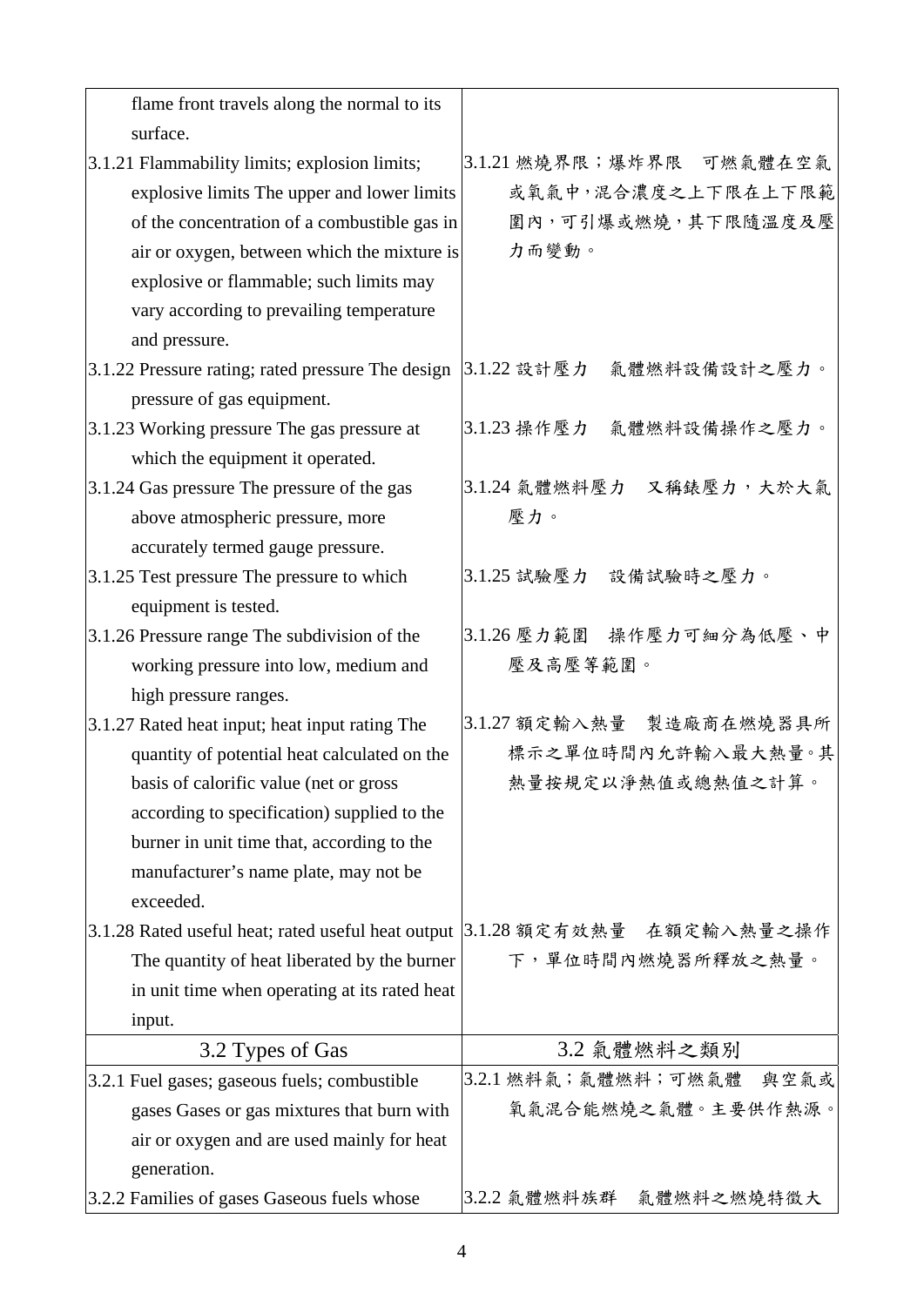| | |
|---|---|
| flame front travels along the normal to its surface. | |
| 3.1.21 Flammability limits; explosion limits; explosive limits The upper and lower limits of the concentration of a combustible gas in air or oxygen, between which the mixture is explosive or flammable; such limits may vary according to prevailing temperature and pressure. | 3.1.21 燃燒界限；爆炸界限　可燃氣體在空氣或氧氣中，混合濃度之上下限在上下限範圍內，可引爆或燃燒，其下限隨溫度及壓力而變動。 |
| 3.1.22 Pressure rating; rated pressure The design pressure of gas equipment. | 3.1.22 設計壓力　氣體燃料設備設計之壓力。 |
| 3.1.23 Working pressure The gas pressure at which the equipment it operated. | 3.1.23 操作壓力　氣體燃料設備操作之壓力。 |
| 3.1.24 Gas pressure The pressure of the gas above atmospheric pressure, more accurately termed gauge pressure. | 3.1.24 氣體燃料壓力　又稱錶壓力，大於大氣壓力。 |
| 3.1.25 Test pressure The pressure to which equipment is tested. | 3.1.25 試驗壓力　設備試驗時之壓力。 |
| 3.1.26 Pressure range The subdivision of the working pressure into low, medium and high pressure ranges. | 3.1.26 壓力範圍　操作壓力可細分為低壓、中壓及高壓等範圍。 |
| 3.1.27 Rated heat input; heat input rating The quantity of potential heat calculated on the basis of calorific value (net or gross according to specification) supplied to the burner in unit time that, according to the manufacturer's name plate, may not be exceeded. | 3.1.27 額定輸入熱量　製造廠商在燃燒器具所標示之單位時間內允許輸入最大熱量。其熱量按規定以淨熱值或總熱值之計算。 |
| 3.1.28 Rated useful heat; rated useful heat output The quantity of heat liberated by the burner in unit time when operating at its rated heat input. | 3.1.28 額定有效熱量　在額定輸入熱量之操作下，單位時間內燃燒器所釋放之熱量。 |
| 3.2 Types of Gas | 3.2 氣體燃料之類別 |
| 3.2.1 Fuel gases; gaseous fuels; combustible gases Gases or gas mixtures that burn with air or oxygen and are used mainly for heat generation. | 3.2.1 燃料氣；氣體燃料；可燃氣體　與空氣或氧氣混合能燃燒之氣體。主要供作熱源。 |
| 3.2.2 Families of gases Gaseous fuels whose | 3.2.2 氣體燃料族群　氣體燃料之燃燒特徵大 |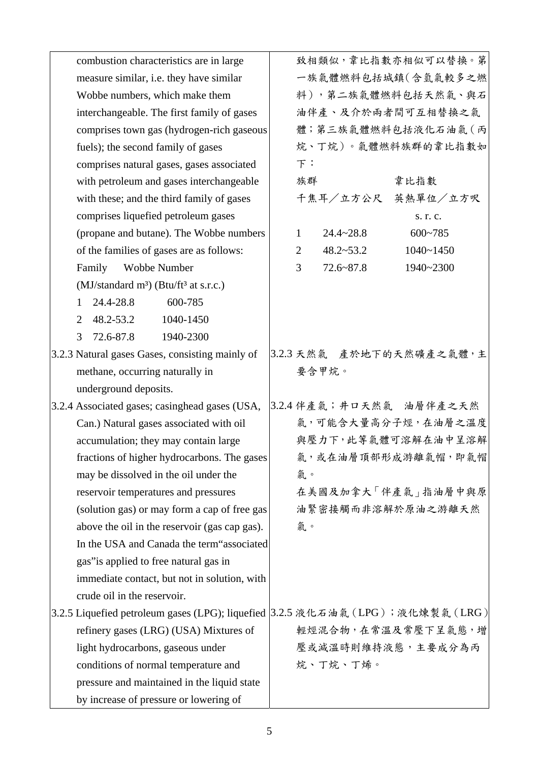| | |
|---|---|
| combustion characteristics are in large measure similar, i.e. they have similar Wobbe numbers, which make them interchangeable. The first family of gases comprises town gas (hydrogen-rich gaseous fuels); the second family of gases comprises natural gases, gases associated with petroleum and gases interchangeable with these; and the third family of gases comprises liquefied petroleum gases (propane and butane). The Wobbe numbers of the families of gases are as follows:<br>Family Wobbe Number<br>(MJ/standard m³) (Btu/ft³ at s.r.c.)<br>1 24.4-28.8 600-785<br>2 48.2-53.2 1040-1450<br>3 72.6-87.8 1940-2300 | 致相類似，韋比指數亦相似可以替換。第一族氣體燃料包括城鎮(含氫氣較多之燃料)，第二族氣體燃料包括天然氣、與石油伴產、及介於兩者間可互相替換之氣體；第三族氣體燃料包括液化石油氣(丙烷、丁烷)。氣體燃料族群的韋比指數如下：<br>族群 韋比指數<br>千焦耳／立方公尺 英熱單位／立方呎 s. r. c.<br>1 24.4~28.8 600~785<br>2 48.2~53.2 1040~1450<br>3 72.6~87.8 1940~2300 |
| 3.2.3 Natural gases Gases, consisting mainly of methane, occurring naturally in underground deposits. | 3.2.3 天然氣 產於地下的天然礦產之氣體，主要含甲烷。 |
| 3.2.4 Associated gases; casinghead gases (USA, Can.) Natural gases associated with oil accumulation; they may contain large fractions of higher hydrocarbons. The gases may be dissolved in the oil under the reservoir temperatures and pressures (solution gas) or may form a cap of free gas above the oil in the reservoir (gas cap gas). In the USA and Canada the term“associated gas”is applied to free natural gas in immediate contact, but not in solution, with crude oil in the reservoir. | 3.2.4 伴產氣；井口天然氣 油層伴產之天然氣，可能含大量高分子烴，在油層之溫度與壓力下，此等氣體可溶解在油中呈溶解氣，或在油層頂部形成游離氣帽，即氣帽氣。<br>在美國及加拿大「伴產氣」指油層中與原油緊密接觸而非溶解於原油之游離天然氣。 |
| 3.2.5 Liquefied petroleum gases (LPG); liquefied refinery gases (LRG) (USA) Mixtures of light hydrocarbons, gaseous under conditions of normal temperature and pressure and maintained in the liquid state by increase of pressure or lowering of | 3.2.5 液化石油氣(LPG)；液化煉製氣(LRG) 輕烴混合物，在常溫及常壓下呈氣態，增壓或減溫時則維持液態，主要成分為丙烷、丁烷、丁烯。 |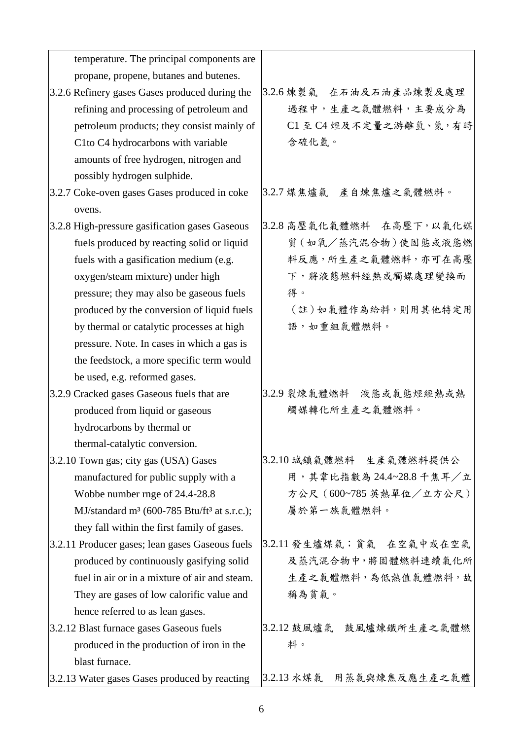| | |
|---|---|
| temperature. The principal components are propane, propene, butanes and butenes. | |
| 3.2.6 Refinery gases Gases produced during the refining and processing of petroleum and petroleum products; they consist mainly of C1to C4 hydrocarbons with variable amounts of free hydrogen, nitrogen and possibly hydrogen sulphide. | 3.2.6 煉製氣　在石油及石油產品煉製及處理過程中，生產之氣體燃料，主要成分為 C1 至 C4 烴及不定量之游離氫、氮，有時含硫化氫。 |
| 3.2.7 Coke-oven gases Gases produced in coke ovens. | 3.2.7 煤焦爐氣　產自煉焦爐之氣體燃料。 |
| 3.2.8 High-pressure gasification gases Gaseous fuels produced by reacting solid or liquid fuels with a gasification medium (e.g. oxygen/steam mixture) under high pressure; they may also be gaseous fuels produced by the conversion of liquid fuels by thermal or catalytic processes at high pressure. Note. In cases in which a gas is the feedstock, a more specific term would be used, e.g. reformed gases. | 3.2.8 高壓氣化氣體燃料　在高壓下，以氣化媒質（如氧／蒸汽混合物）使固態或液態燃料反應，所生產之氣體燃料，亦可在高壓下，將液態燃料經熱或觸媒處理變換而得。<br>（註）如氣體作為給料，則用其他特定用語，如重組氣體燃料。 |
| 3.2.9 Cracked gases Gaseous fuels that are produced from liquid or gaseous hydrocarbons by thermal or thermal-catalytic conversion. | 3.2.9 裂煉氣體燃料　液態或氣態烴經熱或熱觸媒轉化所生產之氣體燃料。 |
| 3.2.10 Town gas; city gas (USA) Gases manufactured for public supply with a Wobbe number rnge of 24.4-28.8 MJ/standard $m^3$ (600-785 Btu/$ft^3$ at s.r.c.); they fall within the first family of gases. | 3.2.10 城鎮氣體燃料　生產氣體燃料提供公用，其韋比指數為 24.4~28.8 千焦耳／立方公尺（600~785 英熱單位／立方公尺）屬於第一族氣體燃料。 |
| 3.2.11 Producer gases; lean gases Gaseous fuels produced by continuously gasifying solid fuel in air or in a mixture of air and steam. They are gases of low calorific value and hence referred to as lean gases. | 3.2.11 發生爐煤氣；貧氣　在空氣中或在空氣及蒸汽混合物中，將固體燃料連續氣化所生產之氣體燃料，為低熱值氣體燃料，故稱為貧氣。 |
| 3.2.12 Blast furnace gases Gaseous fuels produced in the production of iron in the blast furnace. | 3.2.12 鼓風爐氣　鼓風爐煉鐵所生產之氣體燃料。 |
| 3.2.13 Water gases Gases produced by reacting | 3.2.13 水煤氣　用蒸氣與煉焦反應生產之氣體 |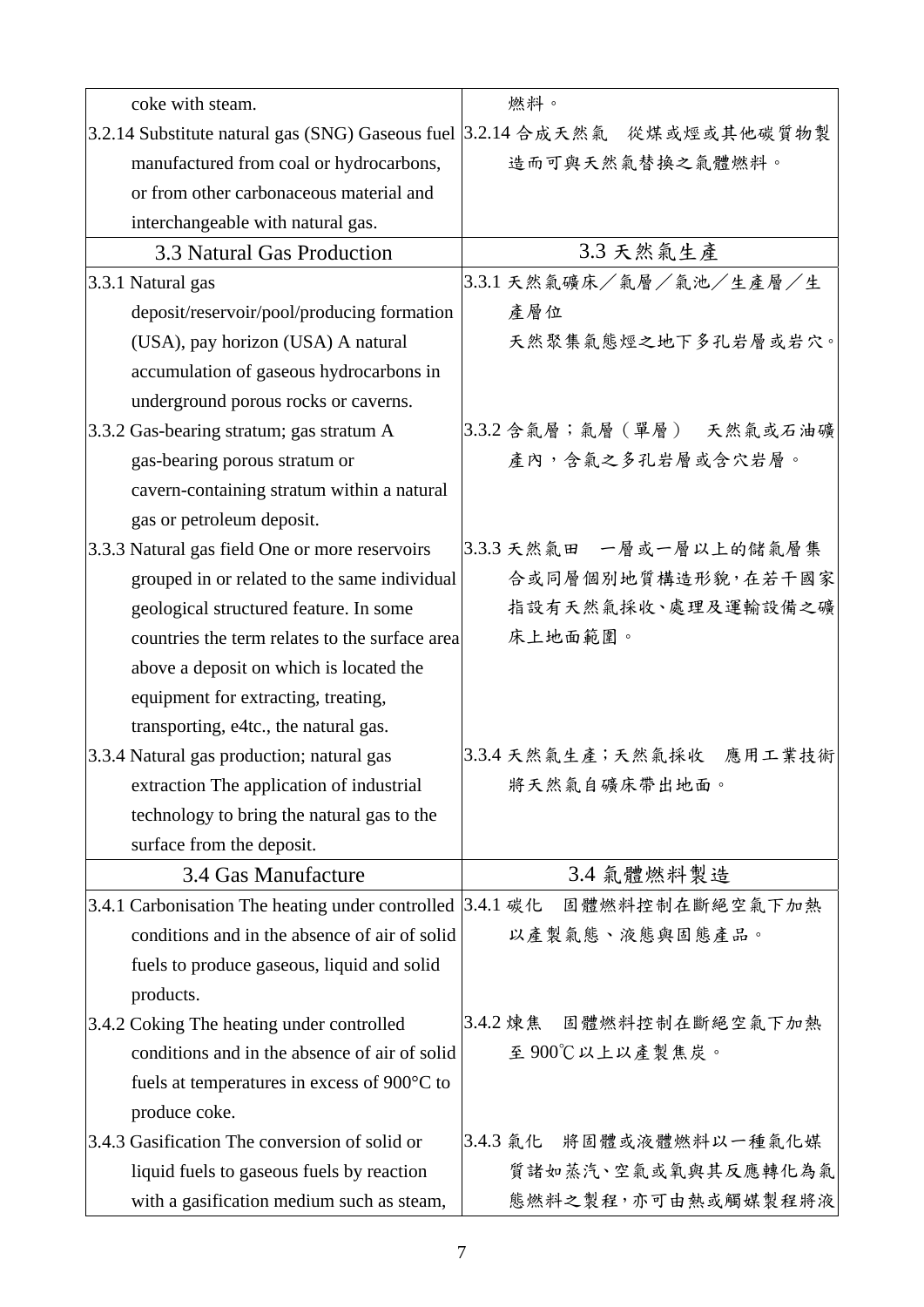| | |
|---|---|
| coke with steam. | 燃料。 |
| 3.2.14 Substitute natural gas (SNG) Gaseous fuel manufactured from coal or hydrocarbons, or from other carbonaceous material and interchangeable with natural gas. | 3.2.14 合成天然氣　從煤或烴或其他碳質物製造而可與天然氣替換之氣體燃料。 |
| **3.3 Natural Gas Production** | **3.3 天然氣生產** |
| 3.3.1 Natural gas deposit/reservoir/pool/producing formation (USA), pay horizon (USA) A natural accumulation of gaseous hydrocarbons in underground porous rocks or caverns. | 3.3.1 天然氣礦床／氣層／氣池／生產層／生產層位<br>天然聚集氣態烴之地下多孔岩層或岩穴。 |
| 3.3.2 Gas-bearing stratum; gas stratum A gas-bearing porous stratum or cavern-containing stratum within a natural gas or petroleum deposit. | 3.3.2 含氣層；氣層（單層）　天然氣或石油礦產內，含氣之多孔岩層或含穴岩層。 |
| 3.3.3 Natural gas field One or more reservoirs grouped in or related to the same individual geological structured feature. In some countries the term relates to the surface area above a deposit on which is located the equipment for extracting, treating, transporting, e4tc., the natural gas. | 3.3.3 天然氣田　一層或一層以上的儲氣層集合或同層個別地質構造形貌，在若干國家指設有天然氣採收、處理及運輸設備之礦床上地面範圍。 |
| 3.3.4 Natural gas production; natural gas extraction The application of industrial technology to bring the natural gas to the surface from the deposit. | 3.3.4 天然氣生產；天然氣採收　應用工業技術將天然氣自礦床帶出地面。 |
| **3.4 Gas Manufacture** | **3.4 氣體燃料製造** |
| 3.4.1 Carbonisation The heating under controlled conditions and in the absence of air of solid fuels to produce gaseous, liquid and solid products. | 3.4.1 碳化　固體燃料控制在斷絕空氣下加熱以產製氣態、液態與固態產品。 |
| 3.4.2 Coking The heating under controlled conditions and in the absence of air of solid fuels at temperatures in excess of 900°C to produce coke. | 3.4.2 煉焦　固體燃料控制在斷絕空氣下加熱至 900℃以上以產製焦炭。 |
| 3.4.3 Gasification The conversion of solid or liquid fuels to gaseous fuels by reaction with a gasification medium such as steam, | 3.4.3 氣化　將固體或液體燃料以一種氣化媒質諸如蒸汽、空氣或氧與其反應轉化為氣態燃料之製程，亦可由熱或觸媒製程將液 |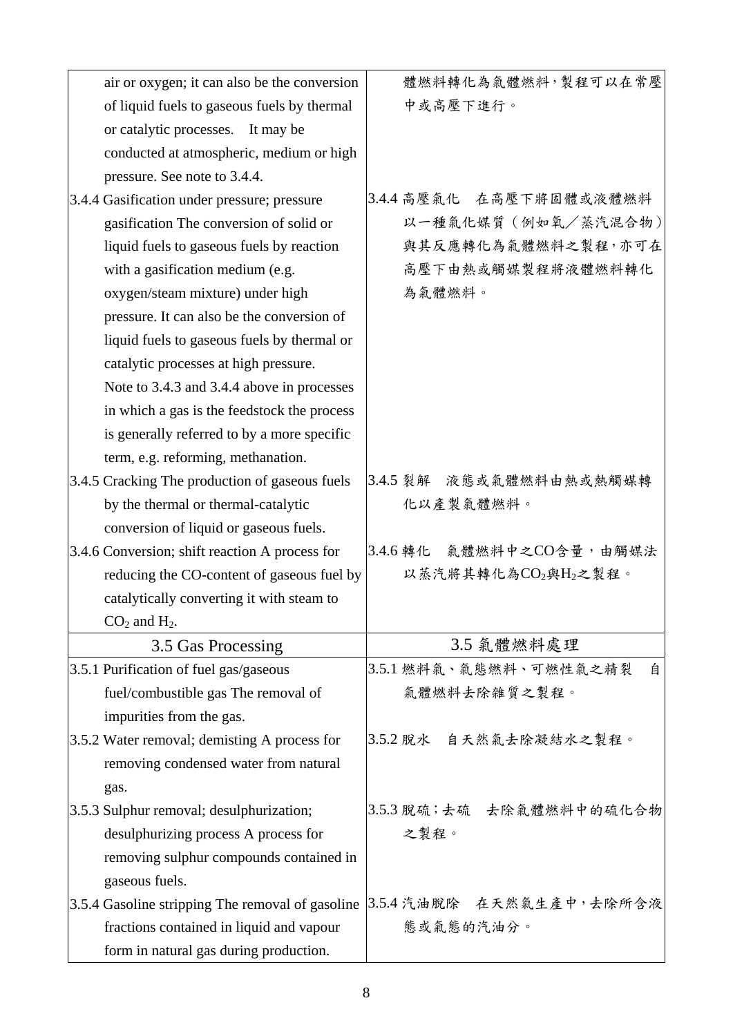| | |
|---|---|
| air or oxygen; it can also be the conversion of liquid fuels to gaseous fuels by thermal or catalytic processes. It may be conducted at atmospheric, medium or high pressure. See note to 3.4.4. | 體燃料轉化為氣體燃料，製程可以在常壓中或高壓下進行。 |
| 3.4.4 Gasification under pressure; pressure gasification The conversion of solid or liquid fuels to gaseous fuels by reaction with a gasification medium (e.g. oxygen/steam mixture) under high pressure. It can also be the conversion of liquid fuels to gaseous fuels by thermal or catalytic processes at high pressure. Note to 3.4.3 and 3.4.4 above in processes in which a gas is the feedstock the process is generally referred to by a more specific term, e.g. reforming, methanation. | 3.4.4 高壓氣化　在高壓下將固體或液體燃料以一種氣化媒質（例如氧／蒸汽混合物）與其反應轉化為氣體燃料之製程，亦可在高壓下由熱或觸媒製程將液體燃料轉化為氣體燃料。 |
| 3.4.5 Cracking The production of gaseous fuels by the thermal or thermal-catalytic conversion of liquid or gaseous fuels. | 3.4.5 裂解　液態或氣體燃料由熱或熱觸媒轉化以產製氣體燃料。 |
| 3.4.6 Conversion; shift reaction A process for reducing the CO-content of gaseous fuel by catalytically converting it with steam to $CO_2$ and $H_2$. | 3.4.6 轉化　氣體燃料中之CO含量，由觸媒法以蒸汽將其轉化為$CO_2$與$H_2$之製程。 |
| **3.5 Gas Processing** | **3.5 氣體燃料處理** |
| 3.5.1 Purification of fuel gas/gaseous fuel/combustible gas The removal of impurities from the gas. | 3.5.1 燃料氣、氣態燃料、可燃性氣之精裂　自氣體燃料去除雜質之製程。 |
| 3.5.2 Water removal; demisting A process for removing condensed water from natural gas. | 3.5.2 脫水　自天然氣去除凝結水之製程。 |
| 3.5.3 Sulphur removal; desulphurization; desulphurizing process A process for removing sulphur compounds contained in gaseous fuels. | 3.5.3 脫硫；去硫　去除氣體燃料中的硫化合物之製程。 |
| 3.5.4 Gasoline stripping The removal of gasoline fractions contained in liquid and vapour form in natural gas during production. | 3.5.4 汽油脫除　在天然氣生產中，去除所含液態或氣態的汽油分。 |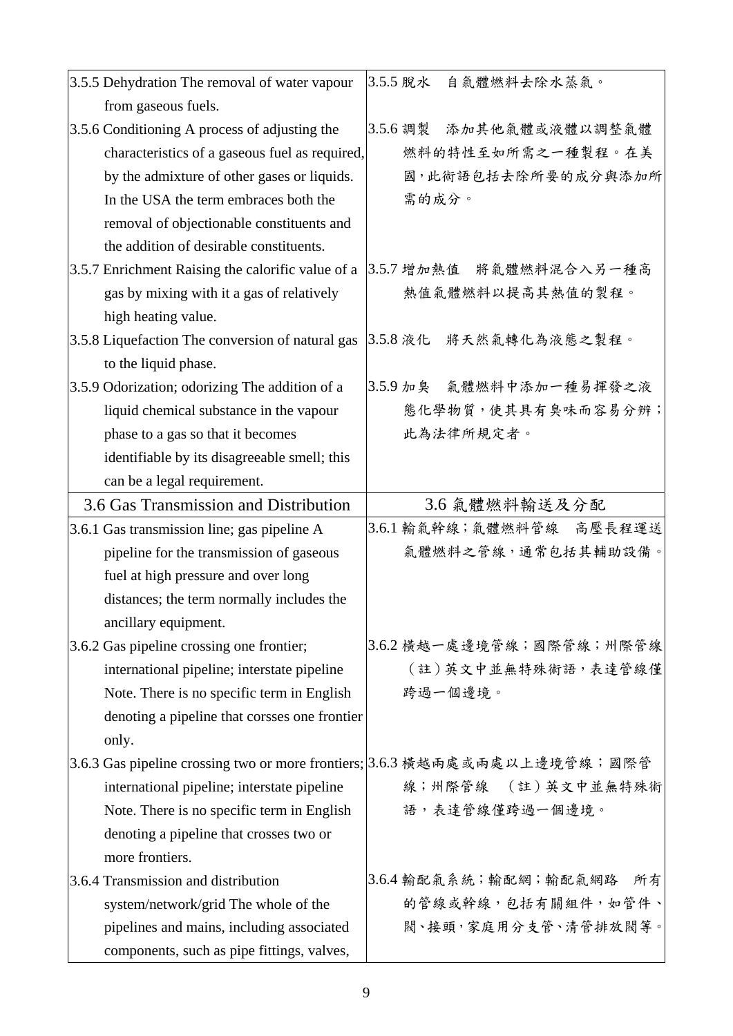| | |
|---|---|
| 3.5.5 Dehydration The removal of water vapour from gaseous fuels. | 3.5.5 脫水　自氣體燃料去除水蒸氣。 |
| 3.5.6 Conditioning A process of adjusting the characteristics of a gaseous fuel as required, by the admixture of other gases or liquids. In the USA the term embraces both the removal of objectionable constituents and the addition of desirable constituents. | 3.5.6 調製　添加其他氣體或液體以調整氣體燃料的特性至如所需之一種製程。在美國，此術語包括去除所要的成分與添加所需的成分。 |
| 3.5.7 Enrichment Raising the calorific value of a gas by mixing with it a gas of relatively high heating value. | 3.5.7 增加熱值　將氣體燃料混合入另一種高熱值氣體燃料以提高其熱值的製程。 |
| 3.5.8 Liquefaction The conversion of natural gas to the liquid phase. | 3.5.8 液化　將天然氣轉化為液態之製程。 |
| 3.5.9 Odorization; odorizing The addition of a liquid chemical substance in the vapour phase to a gas so that it becomes identifiable by its disagreeable smell; this can be a legal requirement. | 3.5.9 加臭　氣體燃料中添加一種易揮發之液態化學物質，使其具有臭味而容易分辨；此為法律所規定者。 |
| **3.6 Gas Transmission and Distribution** | **3.6 氣體燃料輸送及分配** |
| 3.6.1 Gas transmission line; gas pipeline A pipeline for the transmission of gaseous fuel at high pressure and over long distances; the term normally includes the ancillary equipment. | 3.6.1 輸氣幹線；氣體燃料管線　高壓長程運送氣體燃料之管線，通常包括其輔助設備。 |
| 3.6.2 Gas pipeline crossing one frontier; international pipeline; interstate pipeline Note. There is no specific term in English denoting a pipeline that corsses one frontier only. | 3.6.2 橫越一處邊境管線；國際管線；州際管線（註）英文中並無特殊術語，表達管線僅跨過一個邊境。 |
| 3.6.3 Gas pipeline crossing two or more frontiers; international pipeline; interstate pipeline Note. There is no specific term in English denoting a pipeline that crosses two or more frontiers. | 3.6.3 橫越兩處或兩處以上邊境管線；國際管線；州際管線　（註）英文中並無特殊術語，表達管線僅跨過一個邊境。 |
| 3.6.4 Transmission and distribution system/network/grid The whole of the pipelines and mains, including associated components, such as pipe fittings, valves, | 3.6.4 輸配氣系統；輸配網；輸配氣網路　所有的管線或幹線，包括有關組件，如管件、閥、接頭，家庭用分支管、清管排放閥等。 |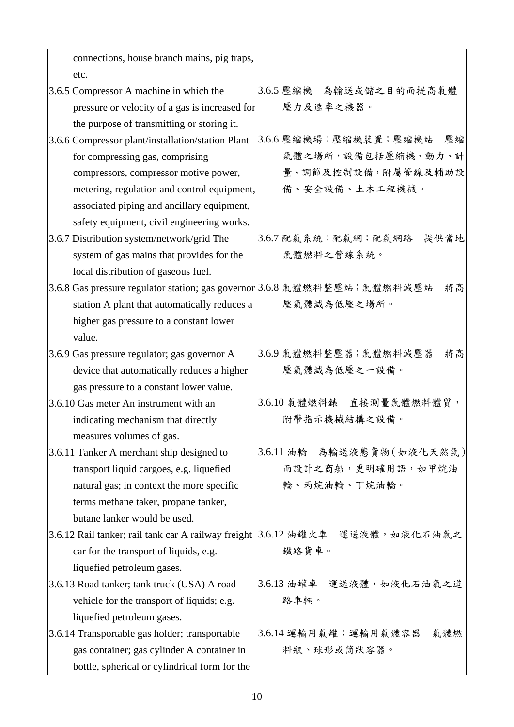| | |
|---|---|
| connections, house branch mains, pig traps, etc. | |
| 3.6.5 Compressor A machine in which the pressure or velocity of a gas is increased for the purpose of transmitting or storing it. | 3.6.5 壓縮機　為輸送或儲之目的而提高氣體壓力及速率之機器。 |
| 3.6.6 Compressor plant/installation/station Plant for compressing gas, comprising compressors, compressor motive power, metering, regulation and control equipment, associated piping and ancillary equipment, safety equipment, civil engineering works. | 3.6.6 壓縮機場；壓縮機裝置；壓縮機站　壓縮氣體之場所，設備包括壓縮機、動力、計量、調節及控制設備，附屬管線及輔助設備、安全設備、土木工程機械。 |
| 3.6.7 Distribution system/network/grid The system of gas mains that provides for the local distribution of gaseous fuel. | 3.6.7 配氣系統；配氣網；配氣網路　提供當地氣體燃料之管線系統。 |
| 3.6.8 Gas pressure regulator station; gas governor station A plant that automatically reduces a higher gas pressure to a constant lower value. | 3.6.8 氣體燃料整壓站；氣體燃料減壓站　將高壓氣體減為低壓之場所。 |
| 3.6.9 Gas pressure regulator; gas governor A device that automatically reduces a higher gas pressure to a constant lower value. | 3.6.9 氣體燃料整壓器；氣體燃料減壓器　將高壓氣體減為低壓之一設備。 |
| 3.6.10 Gas meter An instrument with an indicating mechanism that directly measures volumes of gas. | 3.6.10 氣體燃料錶　直接測量氣體燃料體質，附帶指示機械結構之設備。 |
| 3.6.11 Tanker A merchant ship designed to transport liquid cargoes, e.g. liquefied natural gas; in context the more specific terms methane taker, propane tanker, butane lanker would be used. | 3.6.11 油輪　為輸送液態貨物(如液化天然氣)而設計之商船，更明確用語，如甲烷油輪、丙烷油輪、丁烷油輪。 |
| 3.6.12 Rail tanker; rail tank car A railway freight car for the transport of liquids, e.g. liquefied petroleum gases. | 3.6.12 油罐火車　運送液體，如液化石油氣之鐵路貨車。 |
| 3.6.13 Road tanker; tank truck (USA) A road vehicle for the transport of liquids; e.g. liquefied petroleum gases. | 3.6.13 油罐車　運送液體，如液化石油氣之道路車輛。 |
| 3.6.14 Transportable gas holder; transportable gas container; gas cylinder A container in bottle, spherical or cylindrical form for the | 3.6.14 運輸用氣罐；運輸用氣體容器　氣體燃料瓶、球形或筒狀容器。 |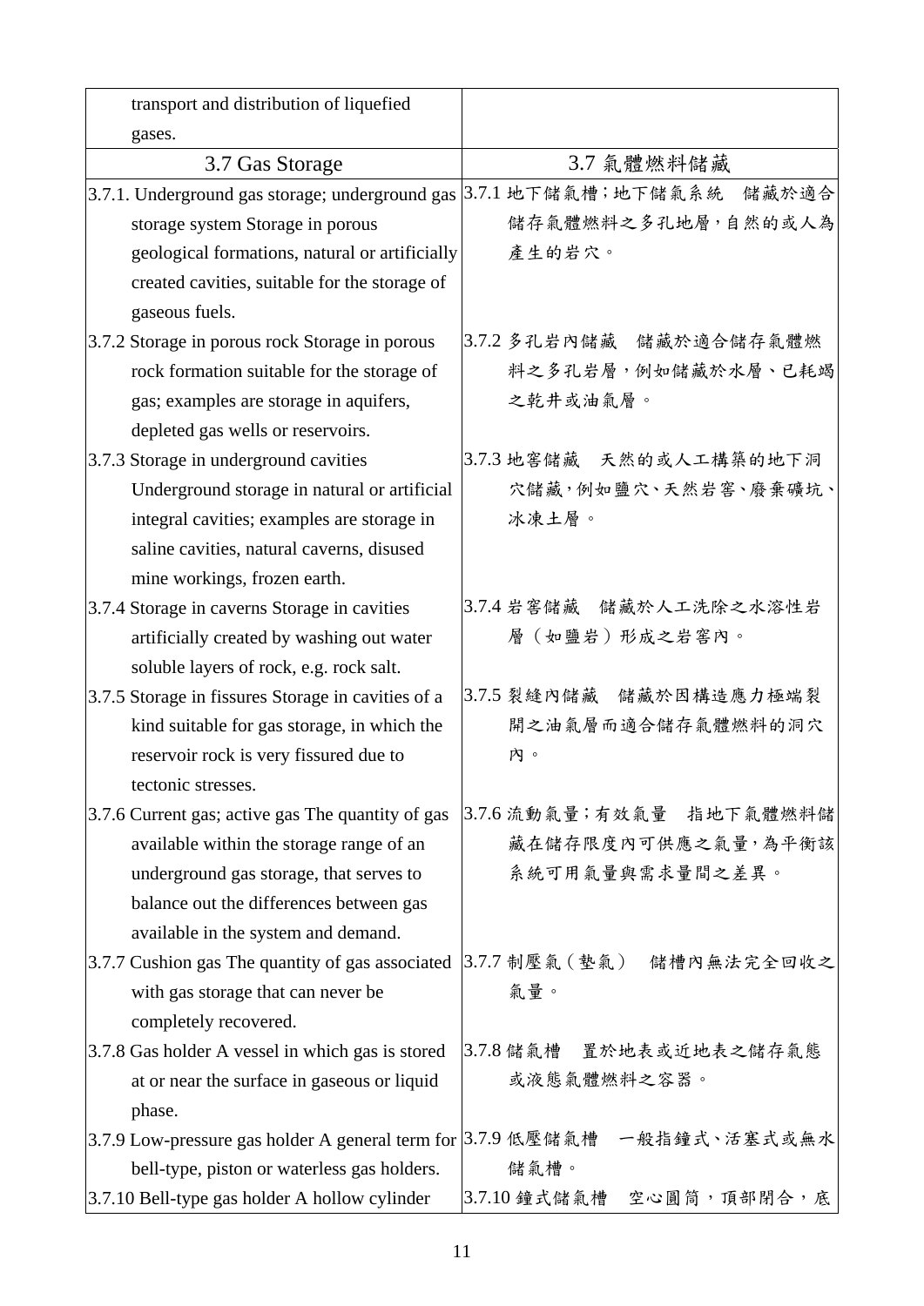| | |
|---|---|
| transport and distribution of liquefied gases. | |
| 3.7 Gas Storage | 3.7 氣體燃料儲藏 |
| 3.7.1. Underground gas storage; underground gas storage system Storage in porous geological formations, natural or artificially created cavities, suitable for the storage of gaseous fuels. | 3.7.1 地下儲氣槽；地下儲氣系統　儲藏於適合儲存氣體燃料之多孔地層，自然的或人為產生的岩穴。 |
| 3.7.2 Storage in porous rock Storage in porous rock formation suitable for the storage of gas; examples are storage in aquifers, depleted gas wells or reservoirs. | 3.7.2 多孔岩內儲藏　儲藏於適合儲存氣體燃料之多孔岩層，例如儲藏於水層、已耗竭之乾井或油氣層。 |
| 3.7.3 Storage in underground cavities Underground storage in natural or artificial integral cavities; examples are storage in saline cavities, natural caverns, disused mine workings, frozen earth. | 3.7.3 地窖儲藏　天然的或人工構築的地下洞穴儲藏，例如鹽穴、天然岩窖、廢棄礦坑、冰凍土層。 |
| 3.7.4 Storage in caverns Storage in cavities artificially created by washing out water soluble layers of rock, e.g. rock salt. | 3.7.4 岩窖儲藏　儲藏於人工洗除之水溶性岩層（如鹽岩）形成之岩窖內。 |
| 3.7.5 Storage in fissures Storage in cavities of a kind suitable for gas storage, in which the reservoir rock is very fissured due to tectonic stresses. | 3.7.5 裂縫內儲藏　儲藏於因構造應力極端裂開之油氣層而適合儲存氣體燃料的洞穴內。 |
| 3.7.6 Current gas; active gas The quantity of gas available within the storage range of an underground gas storage, that serves to balance out the differences between gas available in the system and demand. | 3.7.6 流動氣量；有效氣量　指地下氣體燃料儲藏在儲存限度內可供應之氣量，為平衡該系統可用氣量與需求量間之差異。 |
| 3.7.7 Cushion gas The quantity of gas associated with gas storage that can never be completely recovered. | 3.7.7 制壓氣（墊氣）　儲槽內無法完全回收之氣量。 |
| 3.7.8 Gas holder A vessel in which gas is stored at or near the surface in gaseous or liquid phase. | 3.7.8 儲氣槽　置於地表或近地表之儲存氣態或液態氣體燃料之容器。 |
| 3.7.9 Low-pressure gas holder A general term for bell-type, piston or waterless gas holders. | 3.7.9 低壓儲氣槽　一般指鐘式、活塞式或無水儲氣槽。 |
| 3.7.10 Bell-type gas holder A hollow cylinder | 3.7.10 鐘式儲氣槽　空心圓筒，頂部閉合，底 |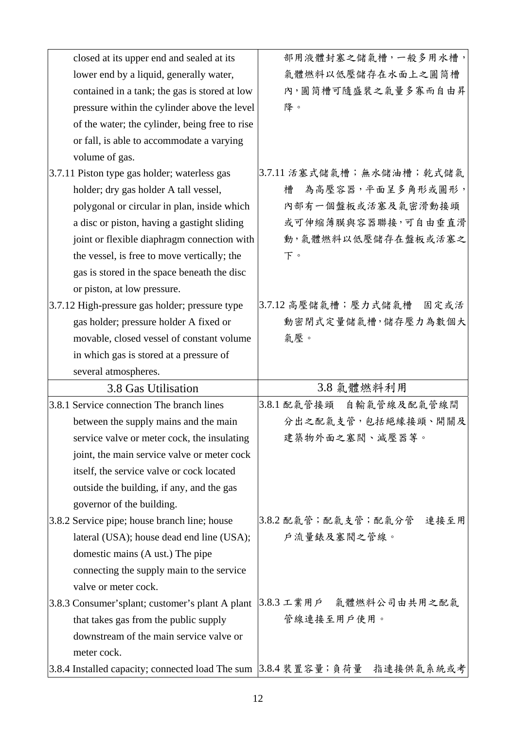| | |
|---|---|
| closed at its upper end and sealed at its lower end by a liquid, generally water, contained in a tank; the gas is stored at low pressure within the cylinder above the level of the water; the cylinder, being free to rise or fall, is able to accommodate a varying volume of gas. | 部用液體封塞之儲氣槽，一般多用水槽，氣體燃料以低壓儲存在水面上之圓筒槽內，圓筒槽可隨盛裝之氣量多寡而自由昇降。 |
| 3.7.11 Piston type gas holder; waterless gas holder; dry gas holder A tall vessel, polygonal or circular in plan, inside which a disc or piston, having a gastight sliding joint or flexible diaphragm connection with the vessel, is free to move vertically; the gas is stored in the space beneath the disc or piston, at low pressure. | 3.7.11 活塞式儲氣槽；無水儲油槽；乾式儲氣槽　為高壓容器，平面呈多角形或圓形，內部有一個盤板或活塞及氣密滑動接頭或可伸縮薄膜與容器聯接，可自由垂直滑動，氣體燃料以低壓儲存在盤板或活塞之下。 |
| 3.7.12 High-pressure gas holder; pressure type gas holder; pressure holder A fixed or movable, closed vessel of constant volume in which gas is stored at a pressure of several atmospheres. | 3.7.12 高壓儲氣槽；壓力式儲氣槽　固定或活動密閉式定量儲氣槽，儲存壓力為數個大氣壓。 |
| 3.8 Gas Utilisation | 3.8 氣體燃料利用 |
| 3.8.1 Service connection The branch lines between the supply mains and the main service valve or meter cock, the insulating joint, the main service valve or meter cock itself, the service valve or cock located outside the building, if any, and the gas governor of the building. | 3.8.1 配氣管接頭　自輸氣管線及配氣管線間分出之配氣支管，包括絕緣接頭、開關及建築物外面之塞閥、減壓器等。 |
| 3.8.2 Service pipe; house branch line; house lateral (USA); house dead end line (USA); domestic mains (A ust.) The pipe connecting the supply main to the service valve or meter cock. | 3.8.2 配氣管；配氣支管；配氣分管　連接至用戶流量錶及塞閥之管線。 |
| 3.8.3 Consumer'splant; customer's plant A plant that takes gas from the public supply downstream of the main service valve or meter cock. | 3.8.3 工業用戶　氣體燃料公司由共用之配氣管線連接至用戶使用。 |
| 3.8.4 Installed capacity; connected load The sum | 3.8.4 裝置容量；負荷量　指連接供氣系統或考 |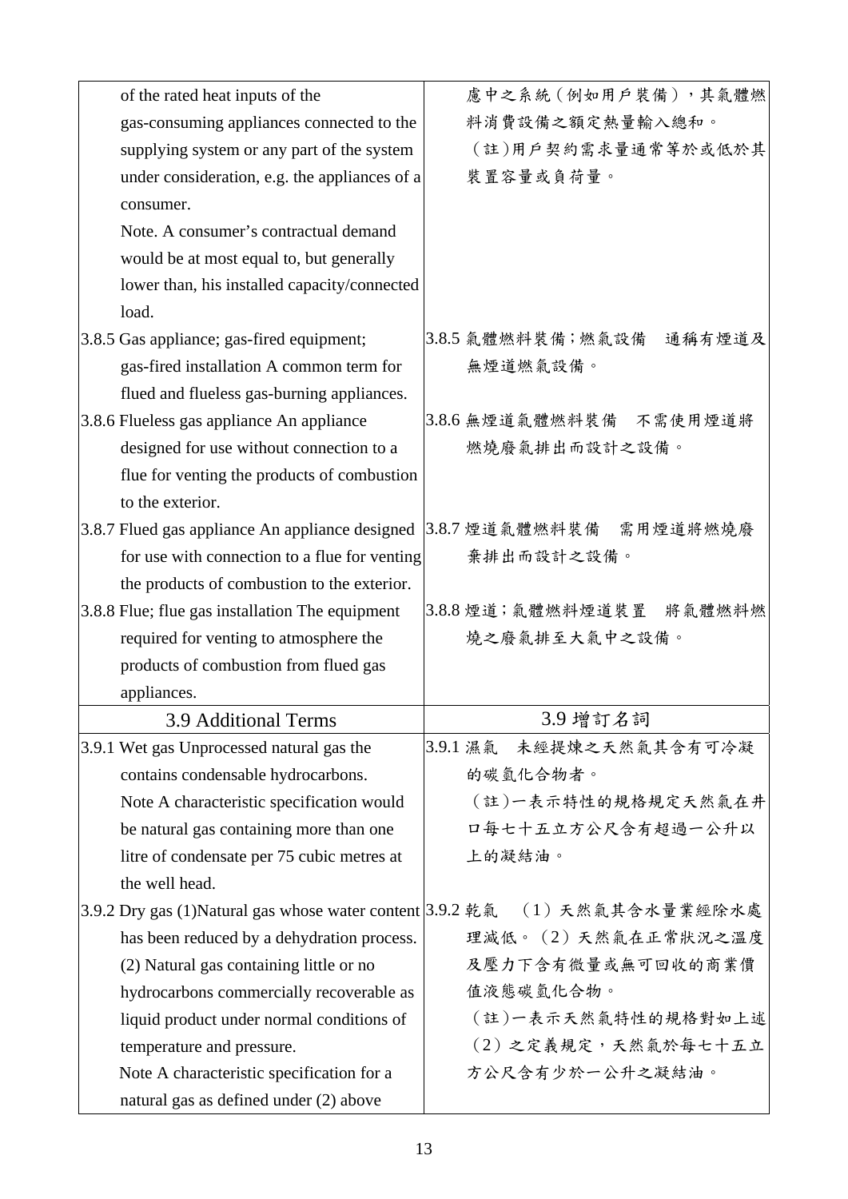| | |
|---|---|
| of the rated heat inputs of the gas-consuming appliances connected to the supplying system or any part of the system under consideration, e.g. the appliances of a consumer.<br>Note. A consumer's contractual demand would be at most equal to, but generally lower than, his installed capacity/connected load. | 慮中之系統（例如用戶裝備），其氣體燃料消費設備之額定熱量輸入總和。<br>（註)用戶契約需求量通常等於或低於其裝置容量或負荷量。 |
| 3.8.5 Gas appliance; gas-fired equipment; gas-fired installation A common term for flued and flueless gas-burning appliances. | 3.8.5 氣體燃料裝備；燃氣設備　通稱有煙道及無煙道燃氣設備。 |
| 3.8.6 Flueless gas appliance An appliance designed for use without connection to a flue for venting the products of combustion to the exterior. | 3.8.6 無煙道氣體燃料裝備　不需使用煙道將燃燒廢氣排出而設計之設備。 |
| 3.8.7 Flued gas appliance An appliance designed for use with connection to a flue for venting the products of combustion to the exterior. | 3.8.7 煙道氣體燃料裝備　需用煙道將燃燒廢棄排出而設計之設備。 |
| 3.8.8 Flue; flue gas installation The equipment required for venting to atmosphere the products of combustion from flued gas appliances. | 3.8.8 煙道；氣體燃料煙道裝置　將氣體燃料燃燒之廢氣排至大氣中之設備。 |
| 3.9 Additional Terms | 3.9 增訂名詞 |
| 3.9.1 Wet gas Unprocessed natural gas the contains condensable hydrocarbons.<br>Note A characteristic specification would be natural gas containing more than one litre of condensate per 75 cubic metres at the well head. | 3.9.1 濕氣　未經提煉之天然氣其含有可冷凝的碳氫化合物者。<br>（註)一表示特性的規格規定天然氣在井口每七十五立方公尺含有超過一公升以上的凝結油。 |
| 3.9.2 Dry gas (1)Natural gas whose water content has been reduced by a dehydration process. (2) Natural gas containing little or no hydrocarbons commercially recoverable as liquid product under normal conditions of temperature and pressure.<br>Note A characteristic specification for a natural gas as defined under (2) above | 3.9.2 乾氣　（1）天然氣其含水量業經除水處理減低。（2）天然氣在正常狀況之溫度及壓力下含有微量或無可回收的商業價值液態碳氫化合物。<br>（註)一表示天然氣特性的規格對如上述（2）之定義規定，天然氣於每七十五立方公尺含有少於一公升之凝結油。 |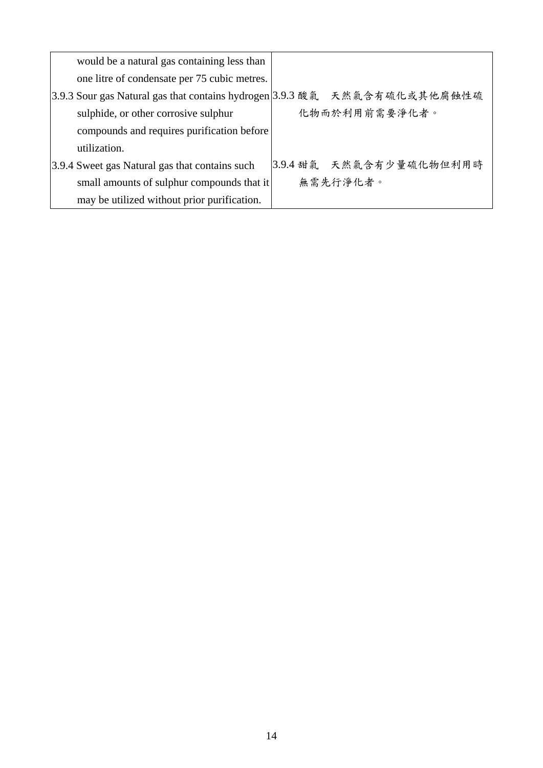| | |
|---|---|
| would be a natural gas containing less than one litre of condensate per 75 cubic metres. | |
| 3.9.3 Sour gas Natural gas that contains hydrogen sulphide, or other corrosive sulphur compounds and requires purification before utilization. | 3.9.3 酸氣　天然氣含有硫化或其他腐蝕性硫化物而於利用前需要淨化者。 |
| 3.9.4 Sweet gas Natural gas that contains such small amounts of sulphur compounds that it may be utilized without prior purification. | 3.9.4 甜氣　天然氣含有少量硫化物但利用時無需先行淨化者。 |